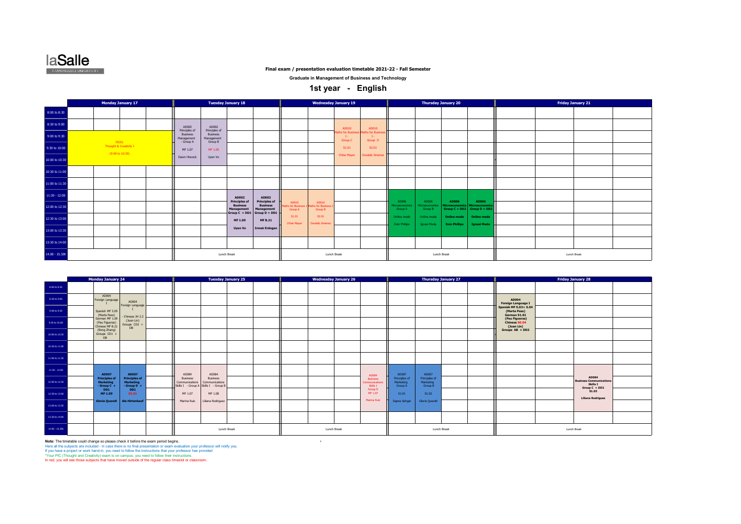laSalle
RAMON LLULL UNIVERSITY

**Final exam / presentation evaluation timetable 2021-22 - Fall Semester**

**Graduate in Management of Business and Technology**

## 1st year - English

| Time | Monday January 17 | Tuesday January 18 | Wednesday January 19 | Thursday January 20 | Friday January 21 |
|---|---|---|---|---|---|
| 8:00 to 8:30 | | | | | |
| 8:30 to 9:00 | | AD002 Principles of Business Management - Group A, MF 1.07, Dawn Hiscock; AD002 Principles of Business Management Group B, MF 1.09, Uyen Vo | AD010 Maths for Business I - Group C, S1.01, Chloe Mayer; AD010 Maths for Business I - Group D, S2.01, Osvaldo Jimenez | | |
| 9:00 to 9:30 | PIC01 Thought & Creativity I (9:00 to 10:30) | | | | |
| 9:30 to 10:00 | | | | | |
| 10:00 to 10:30 | | | | | |
| 10:30 to 11:00 | | | | | |
| 11:00 to 11:30 | | | | | |
| 11:30 - 12:00 | | AD002 Principles of Business Management Group C + DD1, MF 1.09, Uyen Vo; AD002 Principles of Business Management Group D + DD1, MF B.21, Irmak Erdogan | AD010 Maths for Business I Group A, S1.01, Chloe Mayer; AD010 Maths for Business I Group B, S2.01, Osvaldo Jimenez | AD006 Microeconomics Group A, Online mode, Eoin Phillips; AD006 Microeconomics Group B, Online mode, Ignasi Meda; AD006 Microeconomics Group C + DD2, Online mode, Eoin Phillips; AD006 Microeconomics Group D + DD2, Online mode, Ignasi Meda | |
| 12:00 to 12:30 | | | | | |
| 12:30 to 13:00 | | | | | |
| 13:00 to 13:30 | | | | | |
| 13:30 to 14:00 | | | | | |
| 14.00 - 15.30h | | Lunch Break | Lunch Break | Lunch Break | Lunch Break |

| Time | Monday January 24 | Tuesday January 25 | Wednesday January 26 | Thursday January 27 | Friday January 28 |
|---|---|---|---|---|---|
| 8:00 to 8:30 | | | | | |
| 8:30 to 9:00 | AD004 Foreign Language I: Spanish MF 3.09 (Marta Peso), German MF 1.09 (Pau Figueras), Chinese MF B.21 (Rong Zhang), Groups CD1 + DB; AD004 Foreign Language I - Chinese 3H 2.2 (Juan Lin) Groups CD2 + DB | | | | AD004 Foreign Language I: Spanish MF S.03+ S.04 (Marta Peso), German S1.01 (Pau Figueras), Chinese S0.04 (Juan Lin), Groups AB + DD2 |
| 9:00 to 9:30 | | | | | |
| 9:30 to 10:00 | | | | | |
| 10:00 to 10:30 | | | | | |
| 10:30 to 11:00 | | | | | |
| 11:00 to 11:30 | | | | | |
| 11:30 - 12:00 | AD007 Principles of Marketing - Group C + DD1, MF 1.09, Gloria Queralt; AD007 Principles of Marketing - Group D + DD1, S2.01, Ale Hirtenkauf | AD084 Business Communications Skills I - Group A, MF 1.07, Marina Ruiz; AD084 Business Communications Skills I - Group B, MF 1.08, Liliana Rodriguez | AD084 Business Communications Skills 1 Group D, MF 1.07, Marina Ruiz | AD007 Principles of Marketing Group A, S1.01, Sapna Sehgal; AD007 Principles of Marketing Group B, S1.02, Gloria Queralt | AD084 Business Communications Skills I Group C + DD2, S1.03, Liliana Rodriguez |
| 12:00 to 12:30 | | | | | |
| 12:30 to 13:00 | | | | | |
| 13:00 to 13:30 | | | | | |
| 13:30 to 14:00 | | | | | |
| 14.00 - 15.30h | | Lunch Break | Lunch Break | Lunch Break | Lunch Break |

**Note:** The timetable could change so please check it before the exam period begins.
Here all the subjects are included - in case there is no final presentation or exam evaluation your professor will notify you.
If you have a project or work hand-in, you need to follow the instructions that your professor has provided
*Your PIC (Thought and Creativity) exam is on campus, you need to follow their instructions.
In red, you will see those subjects that have moved outside of the regular class timeslot or classroom.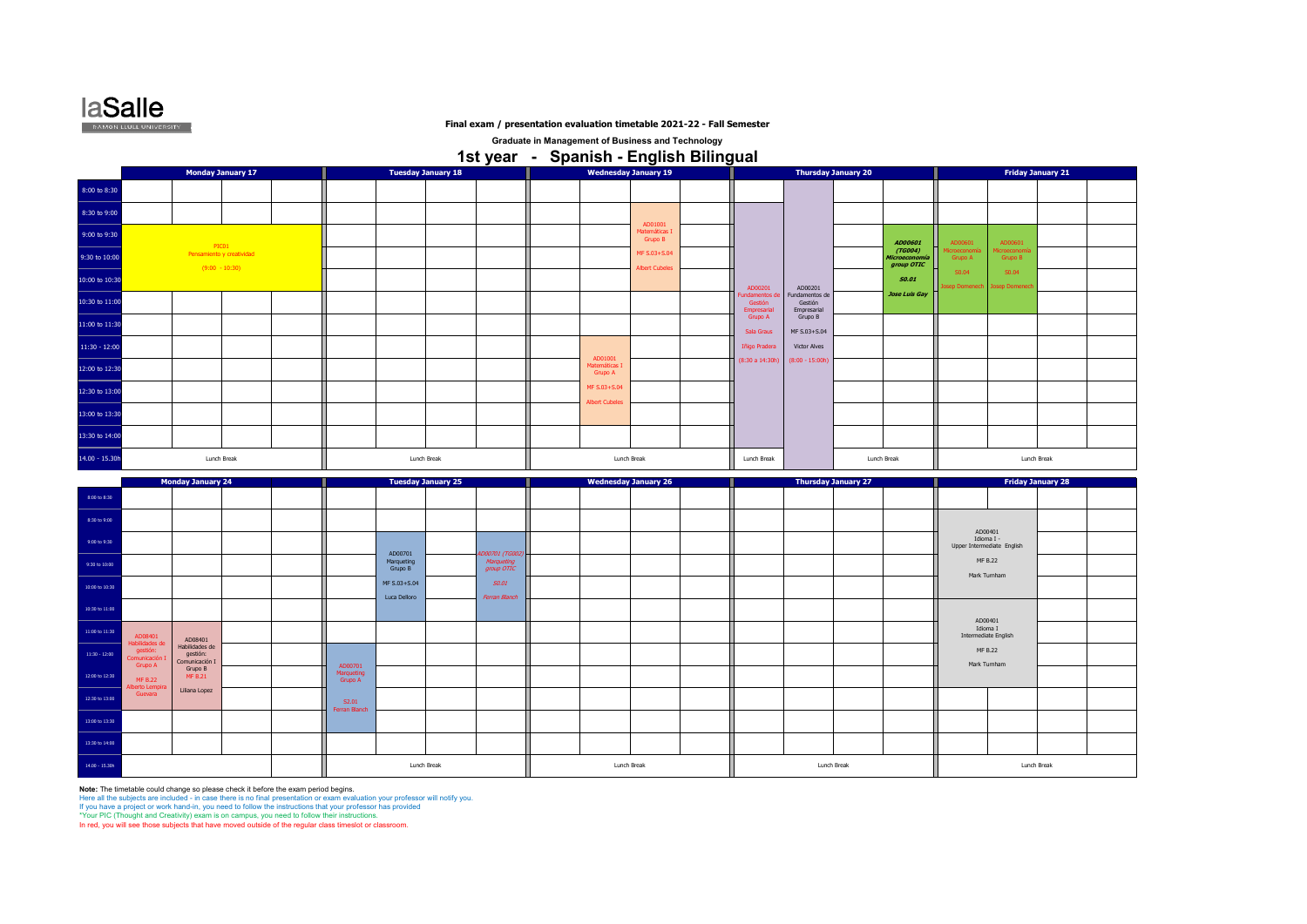**Final exam / presentation evaluation timetable 2021-22 - Fall Semester**

**Graduate in Management of Business and Technology**

# 1st year - Spanish - English Bilingual

| Time | Monday January 17 | Tuesday January 18 | Wednesday January 19 | Thursday January 20 | Friday January 21 |
|---|---|---|---|---|---|
| 8:00 to 8:30 | | | | | |
| 8:30 to 9:00 | | | | AD00201 Fundamentos de Gestión Empresarial Grupo A, Sala Graus, Iñigo Pradera (8:30 a 14:30h) | |
| 9:00 to 9:30 | PIC01 Pensamiento y creatividad (9:00 - 10:30) | | AD01001 Matemáticas I Grupo B, MF S.03+S.04, Albert Cubeles | AD00201 Fundamentos de Gestión Empresarial Grupo B, MF S.03+S.04, Victor Alves (8:00 - 15:00h); AD00601 (TG004) Microeconomía group OTIC, S0.01, Jose Luis Gay | AD00601 Microeconomía Grupo A, S0.04, Josep Domenech; AD00601 Microeconomía Grupo B, S0.04, Josep Domenech |
| 9:30 to 10:00 | | | | | |
| 10:00 to 10:30 | | | | | |
| 10:30 to 11:00 | | | | | |
| 11:00 to 11:30 | | | | | |
| 11:30 - 12:00 | | | AD01001 Matemáticas I Grupo A, MF S.03+S.04, Albert Cubeles | | |
| 12:00 to 12:30 | | | | | |
| 12:30 to 13:00 | | | | | |
| 13:00 to 13:30 | | | | | |
| 13:30 to 14:00 | | | | | |
| 14.00 - 15.30h | Lunch Break | Lunch Break | Lunch Break | Lunch Break | Lunch Break |

| Time | Monday January 24 | Tuesday January 25 | Wednesday January 26 | Thursday January 27 | Friday January 28 |
|---|---|---|---|---|---|
| 8:00 to 8:30 | | | | | |
| 8:30 to 9:00 | | | | | AD00401 Idioma I - Upper Intermediate English, MF B.22, Mark Turnham |
| 9:00 to 9:30 | | AD00701 Marqueting Grupo B, MF S.03+S.04, Luca Delloro; AD00701 (TG002) Marqueting group OTIC, S0.01, Ferran Blanch | | | |
| 9:30 to 10:00 | | | | | |
| 10:00 to 10:30 | | | | | |
| 10:30 to 11:00 | | | | | AD00401 Idioma I Intermediate English, MF B.22, Mark Turnham |
| 11:00 to 11:30 | AD08401 Habilidades de gestión: Comunicación I Grupo A, MF B.22, Alberto Lempira Guevara; AD08401 Habilidades de gestión: Comunicación I Grupo B, MF B.21, Liliana Lopez | | | | |
| 11:30 - 12:00 | | AD00701 Marqueting Grupo A, S2.01, Ferran Blanch | | | |
| 12:00 to 12:30 | | | | | |
| 12:30 to 13:00 | | | | | |
| 13:00 to 13:30 | | | | | |
| 13:30 to 14:00 | | | | | |
| 14.00 - 15.30h | | Lunch Break | Lunch Break | Lunch Break | Lunch Break |

**Note:** The timetable could change so please check it before the exam period begins.
Here all the subjects are included - in case there is no final presentation or exam evaluation your professor will notify you.
If you have a project or work hand-in, you need to follow the instructions that your professor has provided
*Your PIC (Thought and Creativity) exam is on campus, you need to follow their instructions.
In red, you will see those subjects that have moved outside of the regular class timeslot or classroom.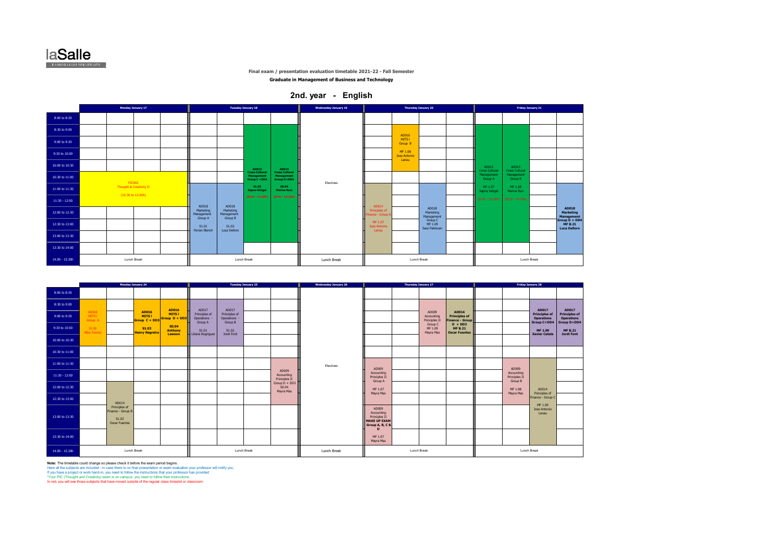laSalle
RAMON LLULL UNIVERSITY

**Final exam / presentation evaluation timetable 2021-22 - Fall Semester**

**Graduate in Management of Business and Technology**

## 2nd. year - English

| | Monday January 17 | | | | Tuesday January 18 | | | | Wednesday January 19 | Thursday January 20 | | | | Friday January 21 | | | |
|---|---|---|---|---|---|---|---|---|---|---|---|---|---|---|---|---|---|
| 8:00 to 8:30 | | | | | | | | | | | | | | | | | |
| 8:30 to 9:00 | | | | | | | AD015 Cross Cultural Management Group C +DD4 S1.03 Sapna Sehgal (8:30 - 13:30h) | AD015 Cross Cultural Management Group D+DD4 S0.04 Marina Ruiz (8:30 - 13:30h) | | | AD016 MITS I Group B MF 1.08 Jose Antonio Lanau | | | AD015 Cross Cultural Management Group A MF 1.07 Sapna Sehgal (8:30 - 13:30h) | AD015 Cross Cultural Management Group B MF 1.08 Marina Ruiz (8:30 - 13:30h) | | |
| 9:00 to 9:30 | | | | | | | | | | | | | | | | | |
| 9:30 to 10:00 | | | | | | | | | | | | | | | | | |
| 10:00 to 10:30 | | | | | | | | | | | | | | | | | |
| 10:30 to 11:00 | PIC002 Thought & Creativity II (10:30 to 12:00h) | | | | | | | | Electives | | | | | | | | |
| 11:00 to 11:30 | | | | | AD018 Marketing Management Group A S1.01 Ferran Blanch | AD018 Marketing Management Group B S1.02 Luca Delloro | | | | AD014 Principles of Finance - Group A MF 1.07 Jose Antonio Lanau | | AD018 Marketing Management Group C MF 1.09 Sara Pahlevan | | | | | **AD018 Marketing Management Group D + DD4 MF B.21 Luca Delloro** |
| 11:30 - 12:00 | | | | | | | | | | | | | | | | | |
| 12:00 to 12:30 | | | | | | | | | | | | | | | | | |
| 12:30 to 13:00 | | | | | | | | | | | | | | | | | |
| 13:00 to 13:30 | | | | | | | | | | | | | | | | | |
| 13:30 to 14:00 | | | | | | | | | | | | | | | | | |
| 14.00 - 15.30h | Lunch Break | | | | Lunch Break | | | | Lunch Break | Lunch Break | | | | Lunch Break | | | |

| | Monday January 24 | | | | Tuesday January 25 | | | | Wednesday January 26 | Thursday January 27 | | | | Friday January 28 | | | |
|---|---|---|---|---|---|---|---|---|---|---|---|---|---|---|---|---|---|
| 8:00 to 8:30 | | | | | | | | | | | | | | | | | |
| 8:30 to 9:00 | AD016 MITS I Group A S1.01 Alba Turrion | | **AD016 MITS I Group C + DD3 S1.03 Henry Negreira** | **AD016 MITS I Group D + DD3 S0.04 Anthony Lawson** | AD017 Principles of Operations - Group A S1.01 Liliana Rodriguez | AD017 Principles of Operations - Group B S1.02 Jordi Font | | | | | | AD009 Accounting Principles II Group C MF 1.09 Mayra Mas | **AD014 Principles of Finance - Group D + DD3 MF B.21 Oscar Fuentes** | | | **AD017 Principles of Operations Group C+DD4 MF 1.09 Xavier Catala** | **AD017 Principles of Operations Group D+DD4 MF B.21 Jordi Font** |
| 9:00 to 9:30 | | | | | | | | | | | | | | | | | |
| 9:30 to 10:00 | | | | | | | | | | | | | | | | | |
| 10:00 to 10:30 | | | | | | | | | | | | | | | | | |
| 10:30 to 11:00 | | | | | | | | | | | | | | | | | |
| 11:00 to 11:30 | | | | | | | | AD009 Accounting Principles II Group D + DD3 S0.04 Mayra Mas | Electives | AD009 Accounting Principles II Group A MF 1.07 Mayra Mas | | | | | AD009 Accounting Principles II Group B MF 1.08 Mayra Mas | | |
| 11:30 - 12:00 | | | | | | | | | | | | | | | | AD014 Principles of Finance - Group C MF 1.09 Jose Antonio Lanau | |
| 12:00 to 12:30 | | AD014 Principles of Finance - Group B S1.02 Oscar Fuentes | | | | | | | | | | | | | | | |
| 12:30 to 13:00 | | | | | | | | | | | | | | | | | |
| 13:00 to 13:30 | | | | | | | | | | AD009 Accounting Principles II **MAKE UP EXAM Group A, B, C & D** MF 1.07 Mayra Mas | | | | | | | |
| 13:30 to 14:00 | | | | | | | | | | | | | | | | | |
| 14.00 - 15.30h | Lunch Break | | | | Lunch Break | | | | Lunch Break | Lunch Break | | | | Lunch Break | | | |

**Note:** The timetable could change so please check it before the exam period begins.
Here all the subjects are included - in case there is no final presentation or exam evaluation your professor will notify you.
If you have a project or work hand-in, you need to follow the instructions that your professor has provided
*Your PIC (Thought and Creativity) exam is on campus, you need to follow their instructions.
In red, you will see those subjects that have moved outside of the regular class timeslot or classroom.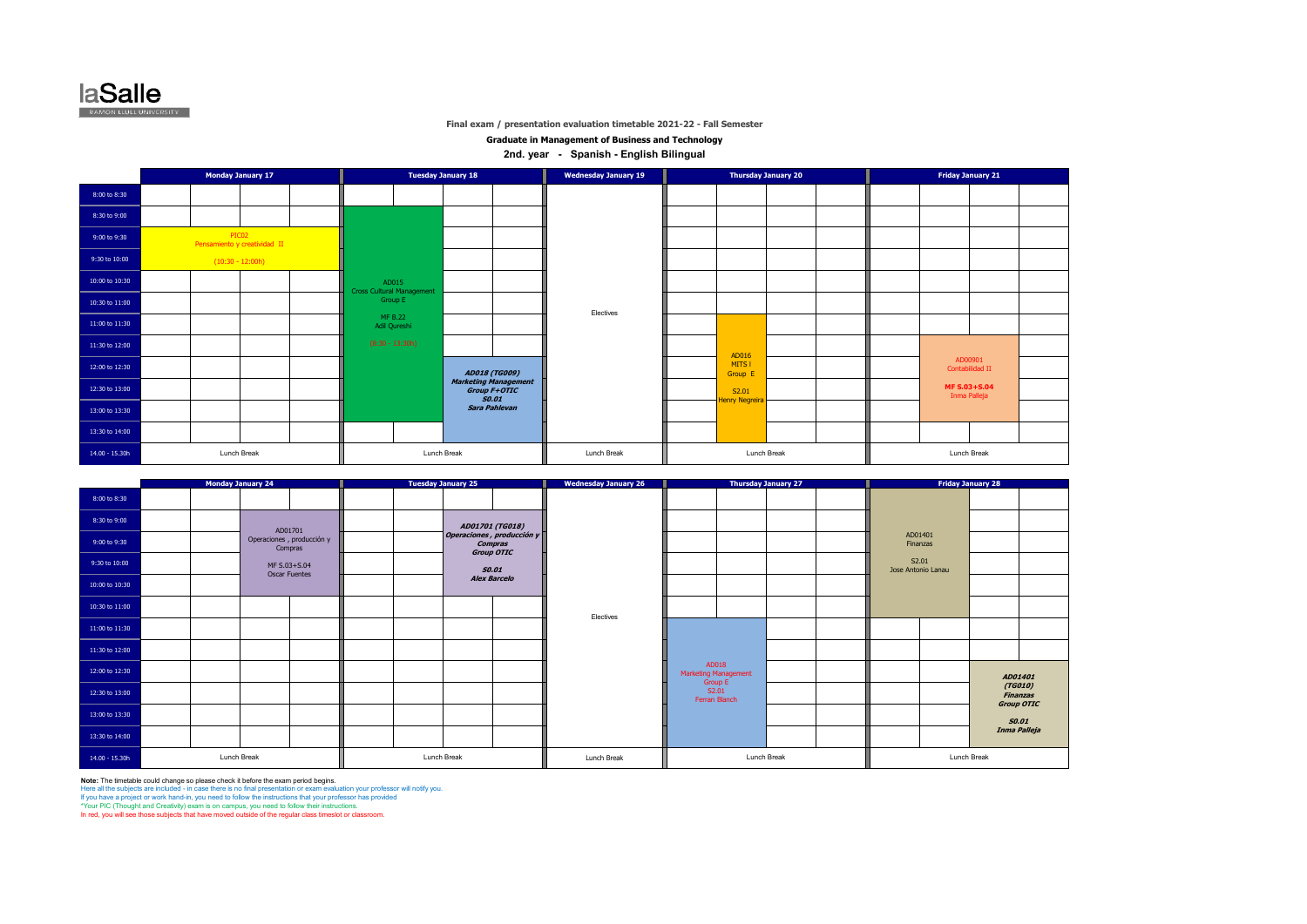Final exam / presentation evaluation timetable 2021-22 - Fall Semester

**Graduate in Management of Business and Technology**

**2nd. year - Spanish - English Bilingual**

| | Monday January 17 | Tuesday January 18 | Wednesday January 19 | Thursday January 20 | Friday January 21 |
|---|---|---|---|---|---|
| 8:00 to 8:30 | | | | | |
| 8:30 to 9:00 | | AD015 Cross Cultural Management Group E MF B.22 Adil Qureshi (8:30 - 13:30h) | | | |
| 9:00 to 9:30 | PIC02 Pensamiento y creatividad II (10:30 - 12:00h) | | | | |
| 9:30 to 10:00 | | | | | |
| 10:00 to 10:30 | | | | | |
| 10:30 to 11:00 | | | Electives | | |
| 11:00 to 11:30 | | | | AD016 MITS I Group E S2.01 Henry Negreira | |
| 11:30 to 12:00 | | | | | AD00901 Contabilidad II MF S.03+S.04 Inma Palleja |
| 12:00 to 12:30 | | ***AD018 (TG009) Marketing Management Group F+OTIC S0.01 Sara Pahlevan*** | | | |
| 12:30 to 13:00 | | | | | |
| 13:00 to 13:30 | | | | | |
| 13:30 to 14:00 | | | | | |
| 14.00 - 15.30h | Lunch Break | Lunch Break | Lunch Break | Lunch Break | Lunch Break |

| | Monday January 24 | Tuesday January 25 | Wednesday January 26 | Thursday January 27 | Friday January 28 |
|---|---|---|---|---|---|
| 8:00 to 8:30 | | | | | AD01401 Finanzas S2.01 Jose Antonio Lanau |
| 8:30 to 9:00 | AD01701 Operaciones , producción y Compras MF S.03+S.04 Oscar Fuentes | ***AD01701 (TG018) Operaciones , producción y Compras Group OTIC S0.01 Alex Barcelo*** | | | |
| 9:00 to 9:30 | | | | | |
| 9:30 to 10:00 | | | | | |
| 10:00 to 10:30 | | | | | |
| 10:30 to 11:00 | | | Electives | | |
| 11:00 to 11:30 | | | | AD018 Marketing Management Group E S2.01 Ferran Blanch | |
| 11:30 to 12:00 | | | | | |
| 12:00 to 12:30 | | | | | ***AD01401 (TG010) Finanzas Group OTIC S0.01 Inma Palleja*** |
| 12:30 to 13:00 | | | | | |
| 13:00 to 13:30 | | | | | |
| 13:30 to 14:00 | | | | | |
| 14.00 - 15.30h | Lunch Break | Lunch Break | Lunch Break | Lunch Break | Lunch Break |

**Note:** The timetable could change so please check it before the exam period begins.
Here all the subjects are included - in case there is no final presentation or exam evaluation your professor will notify you.
If you have a project or work hand-in, you need to follow the instructions that your professor has provided
*Your PIC (Thought and Creativity) exam is on campus, you need to follow their instructions.
In red, you will see those subjects that have moved outside of the regular class timeslot or classroom.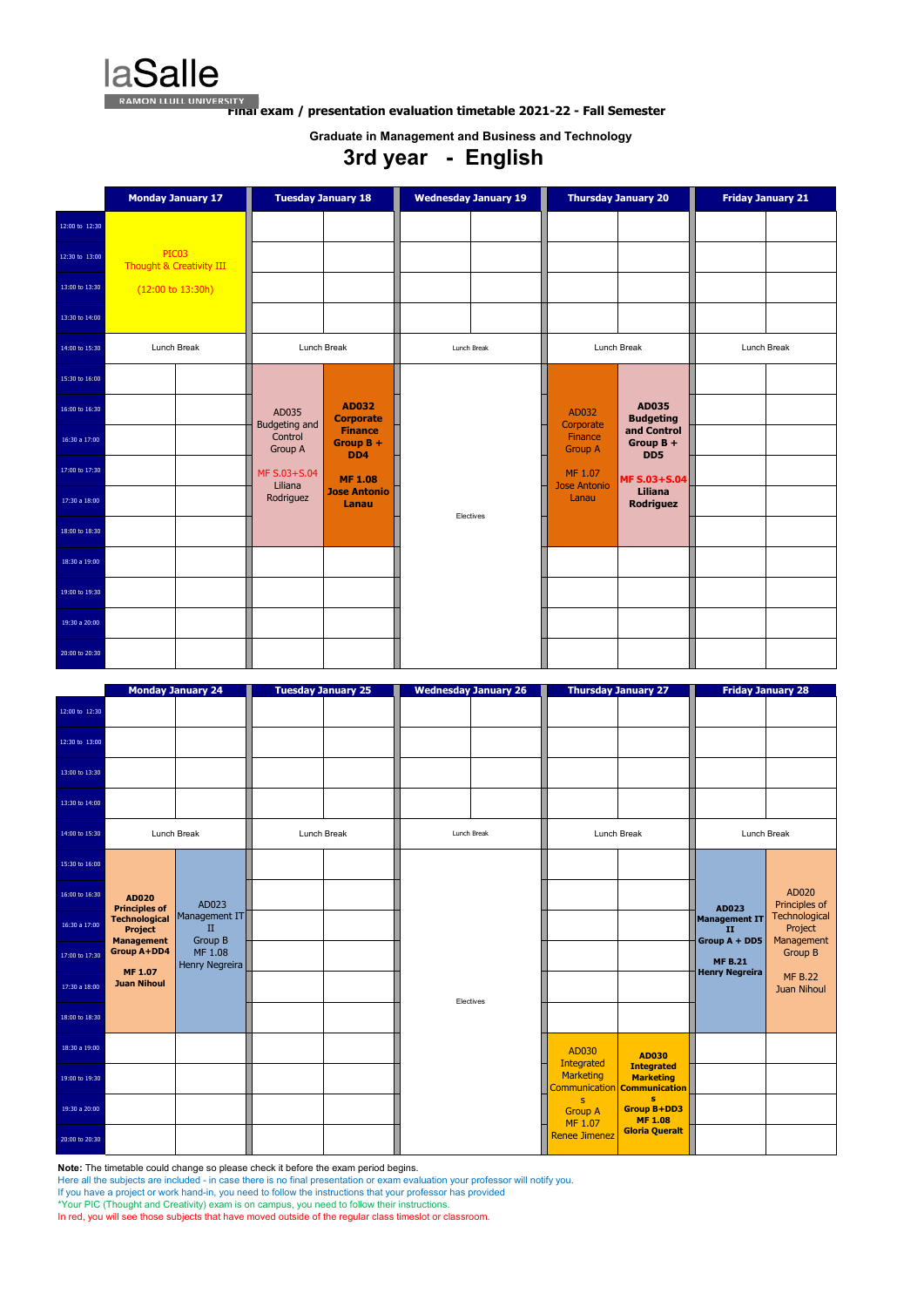laSalle
RAMON LLULL UNIVERSITY

**Final exam / presentation evaluation timetable 2021-22 - Fall Semester**

**Graduate in Management and Business and Technology**

# 3rd year - English

| | Monday January 17 | | Tuesday January 18 | | Wednesday January 19 | | Thursday January 20 | | Friday January 21 | |
|---|---|---|---|---|---|---|---|---|---|---|
| 12:00 to 12:30 | PIC03 Thought & Creativity III (12:00 to 13:30h) | | | | | | | | | |
| 12:30 to 13:00 | | | | | | | | | | |
| 13:00 to 13:30 | | | | | | | | | | |
| 13:30 to 14:00 | | | | | | | | | | |
| 14:00 to 15:30 | Lunch Break | | Lunch Break | | Lunch Break | | Lunch Break | | Lunch Break | |
| 15:30 to 16:00 | | | | | Electives | | | | | |
| 16:00 to 16:30 | | | AD035 Budgeting and Control Group A MF S.03+S.04 Liliana Rodriguez | **AD032 Corporate Finance Group B + DD4 MF 1.08 Jose Antonio Lanau** | | | AD032 Corporate Finance Group A MF 1.07 Jose Antonio Lanau | **AD035 Budgeting and Control Group B + DD5 MF S.03+S.04 Liliana Rodriguez** | | |
| 16:30 a 17:00 | | | | | | | | | | |
| 17:00 to 17:30 | | | | | | | | | | |
| 17:30 a 18:00 | | | | | | | | | | |
| 18:00 to 18:30 | | | | | | | | | | |
| 18:30 a 19:00 | | | | | | | | | | |
| 19:00 to 19:30 | | | | | | | | | | |
| 19:30 a 20:00 | | | | | | | | | | |
| 20:00 to 20:30 | | | | | | | | | | |

| | Monday January 24 | | Tuesday January 25 | | Wednesday January 26 | | Thursday January 27 | | Friday January 28 | |
|---|---|---|---|---|---|---|---|---|---|---|
| 12:00 to 12:30 | | | | | | | | | | |
| 12:30 to 13:00 | | | | | | | | | | |
| 13:00 to 13:30 | | | | | | | | | | |
| 13:30 to 14:00 | | | | | | | | | | |
| 14:00 to 15:30 | Lunch Break | | Lunch Break | | Lunch Break | | Lunch Break | | Lunch Break | |
| 15:30 to 16:00 | **AD020 Principles of Technological Project Management Group A+DD4 MF 1.07 Juan Nihoul** | AD023 Management IT II Group B MF 1.08 Henry Negreira | | | Electives | | | | **AD023 Management IT II Group A + DD5 MF B.21 Henry Negreira** | AD020 Principles of Technological Project Management Group B MF B.22 Juan Nihoul |
| 16:00 to 16:30 | | | | | | | | | | |
| 16:30 to 17:00 | | | | | | | | | | |
| 17:00 to 17:30 | | | | | | | | | | |
| 17:30 a 18:00 | | | | | | | | | | |
| 18:00 to 18:30 | | | | | | | | | | |
| 18:30 a 19:00 | | | | | | | AD030 Integrated Marketing Communications Group A MF 1.07 Renee Jimenez | **AD030 Integrated Marketing Communications Group B+DD3 MF 1.08 Gloria Queralt** | | |
| 19:00 to 19:30 | | | | | | | | | | |
| 19:30 a 20:00 | | | | | | | | | | |
| 20:00 to 20:30 | | | | | | | | | | |

**Note:** The timetable could change so please check it before the exam period begins.
Here all the subjects are included - in case there is no final presentation or exam evaluation your professor will notify you.
If you have a project or work hand-in, you need to follow the instructions that your professor has provided
*Your PIC (Thought and Creativity) exam is on campus, you need to follow their instructions.
In red, you will see those subjects that have moved outside of the regular class timeslot or classroom.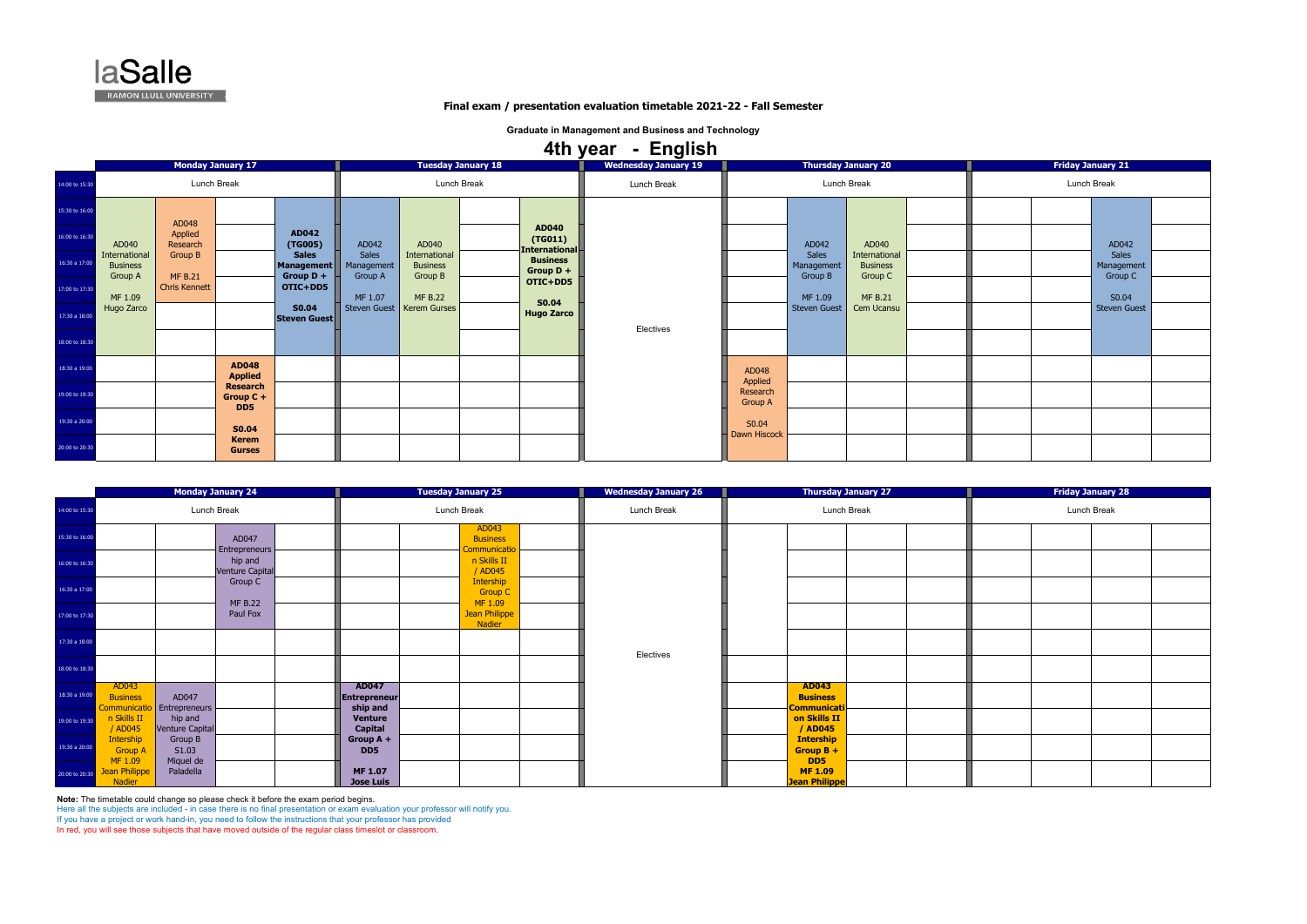laSalle
RAMON LLULL UNIVERSITY

### Final exam / presentation evaluation timetable 2021-22 - Fall Semester

**Graduate in Management and Business and Technology**

# 4th year - English

| Time | Monday January 17 | | | | Tuesday January 18 | | | | Wednesday January 19 | Thursday January 20 | | | | Friday January 21 | | | |
|---|---|---|---|---|---|---|---|---|---|---|---|---|---|---|---|---|---|
| 14:00 to 15:30 | Lunch Break | | | | Lunch Break | | | | Lunch Break | Lunch Break | | | | Lunch Break | | | |
| 15:30 to 16:00 | AD040 International Business Group A MF 1.09 Hugo Zarco | AD048 Applied Research Group B MF B.21 Chris Kennett | | AD042 (TG005) Sales Management Group D + OTIC+DD5 S0.04 Steven Guest | AD042 Sales Management Group A MF 1.07 Steven Guest | AD040 International Business Group B MF B.22 Kerem Gurses | | AD040 (TG011) International Business Group D + OTIC+DD5 S0.04 Hugo Zarco | Electives | | AD042 Sales Management Group B MF 1.09 Steven Guest | AD040 International Business Group C MF B.21 Cem Ucansu | | | | AD042 Sales Management Group C S0.04 Steven Guest | |
| 16:00 to 16:30 | | | | | | | | | | | | | | | | | |
| 16:30 a 17:00 | | | | | | | | | | | | | | | | | |
| 17:00 to 17:30 | | | | | | | | | | | | | | | | | |
| 17:30 a 18:00 | | | | | | | | | | | | | | | | | |
| 18:00 to 18:30 | | | | | | | | | | | | | | | | | |
| 18:30 a 19:00 | | | AD048 Applied Research Group C + DD5 S0.04 Kerem Gurses | | | | | | | AD048 Applied Research Group A S0.04 Dawn Hiscock | | | | | | | |
| 19:00 to 19:30 | | | | | | | | | | | | | | | | | |
| 19:30 a 20:00 | | | | | | | | | | | | | | | | | |
| 20:00 to 20:30 | | | | | | | | | | | | | | | | | |

| Time | Monday January 24 | | | | Tuesday January 25 | | | | Wednesday January 26 | Thursday January 27 | | | | Friday January 28 | | | |
|---|---|---|---|---|---|---|---|---|---|---|---|---|---|---|---|---|---|
| 14:00 to 15:30 | Lunch Break | | | | Lunch Break | | | | Lunch Break | Lunch Break | | | | Lunch Break | | | |
| 15:30 to 16:00 | | | AD047 Entrepreneurship and Venture Capital Group C MF B.22 Paul Fox | | | | AD043 Business Communication Skills II / AD045 Intership Group C MF 1.09 Jean Philippe Nadier | | Electives | | | | | | | | |
| 16:00 to 16:30 | | | | | | | | | | | | | | | | | |
| 16:30 a 17:00 | | | | | | | | | | | | | | | | | |
| 17:00 to 17:30 | | | | | | | | | | | | | | | | | |
| 17:30 a 18:00 | | | | | | | | | | | | | | | | | |
| 18:00 to 18:30 | | | | | | | | | | | | | | | | | |
| 18:30 a 19:00 | AD043 Business Communication Skills II / AD045 Intership Group A MF 1.09 Jean Philippe Nadier | AD047 Entrepreneurship and Venture Capital Group B S1.03 Miquel de Paladella | | | AD047 Entrepreneurship and Venture Capital Group A + DD5 MF 1.07 Jose Luis | | | | | | AD043 Business Communication Skills II / AD045 Intership Group B + DD5 MF 1.09 Jean Philippe | | | | | | |
| 19:00 to 19:30 | | | | | | | | | | | | | | | | | |
| 19:30 a 20:00 | | | | | | | | | | | | | | | | | |
| 20:00 to 20:30 | | | | | | | | | | | | | | | | | |

**Note:** The timetable could change so please check it before the exam period begins.
Here all the subjects are included - in case there is no final presentation or exam evaluation your professor will notify you.
If you have a project or work hand-in, you need to follow the instructions that your professor has provided
In red, you will see those subjects that have moved outside of the regular class timeslot or classroom.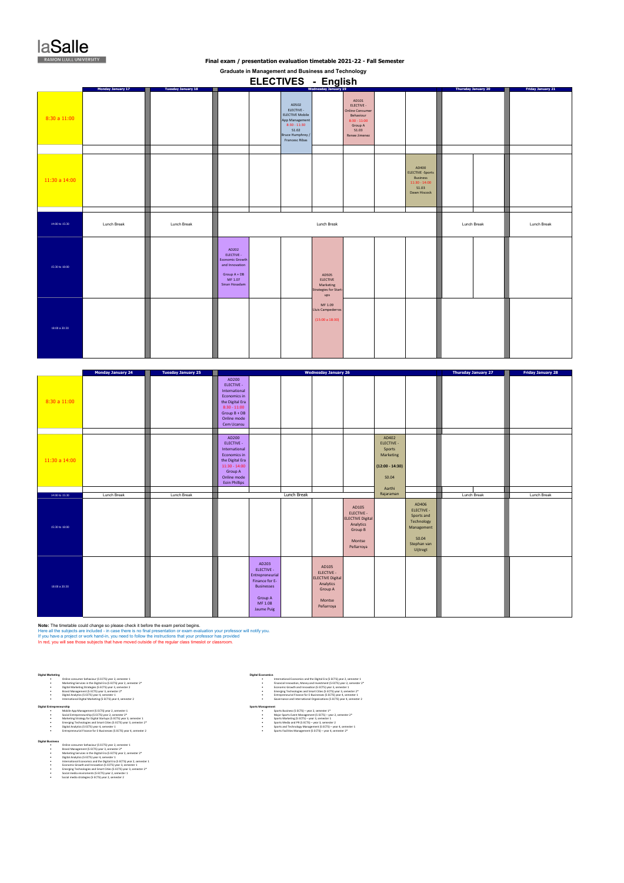laSalle
RAMON LLULL UNIVERSITY

**Final exam / presentation evaluation timetable 2021-22 - Fall Semester**

**Graduate in Management and Business and Technology**

# ELECTIVES - English

| | Monday January 17 | Tuesday January 18 | Wednesday January 19 | | | | | | | Thursday January 20 | Friday January 21 |
|---|---|---|---|---|---|---|---|---|---|---|---|
| 8:30 a 11:00 | | | | | AD502 ELECTIVE - ELECTIVE Mobile App Management 8:30 - 11:30 S1.02 Bruce Humphrey / Francesc Ribas | | AD101 ELECTIVE - Online Consumer Behaviour 8:30 - 11:00 Group A S1.03 Renee Jimenez | | | | |
| 11:30 a 14:00 | | | | | | | | | AD400 ELECTIVE -Sports Business 11:30 - 14:00 S1.03 Dawn Hiscock | | |
| 14:00 to 15:30 | Lunch Break | Lunch Break | Lunch Break | | | | | | | Lunch Break | Lunch Break |
| 15:30 to 18:00 | | | AD202 ELECTIVE - Economic Growth and Innovation Group A + DB MF 1.07 Sinan Hosadam | | | AD505 ELECTIVE Marketing Strategies for Start-ups MF 1.09 Lluis Campederros (15:00 a 18:30) | | | | | |
| 18:00 a 20:30 | | | | | | | | | | | |

| | Monday January 24 | Tuesday January 25 | Wednesday January 26 | | | | | | | Thursday January 27 | Friday January 28 |
|---|---|---|---|---|---|---|---|---|---|---|---|
| 8:30 a 11:00 | | | AD200 ELECTIVE - International Economics in the Digital Era 8:30 - 11:00 Group B + DB Online mode Cem Ucansu | | | | | | | | |
| 11:30 a 14:00 | | | AD200 ELECTIVE - International Economics in the Digital Era 11:30 - 14:00 Group A Online mode Eoin Phillips | | | | | AD402 ELECTIVE - Sports Marketing (12:00 - 14:30) S0.04 Aarthi Rajaraman | | | |
| 14:00 to 15:30 | Lunch Break | Lunch Break | | | Lunch Break | | | | | Lunch Break | Lunch Break |
| 15:30 to 18:00 | | | | | | | AD105 ELECTIVE - ELECTIVE Digital Analytics Group B Montse Peñarroya | | AD406 ELECTIVE - Sports and Technology Management S0.04 Stephan van Uijtregt | | |
| 18:00 a 20:30 | | | | AD203 ELECTIVE - Entrepreneurial Finance for E-Businesses Group A MF 1.08 Jaume Puig | | AD105 ELECTIVE - ELECTIVE Digital Analytics Group A Montse Peñarroya | | | | | |

**Note:** The timetable could change so please check it before the exam period begins.
Here all the subjects are included - in case there is no final presentation or exam evaluation your professor will notify you.
If you have a project or work hand-in, you need to follow the instructions that your professor has provided
In red, you will see those subjects that have moved outside of the regular class timeslot or classroom.

**Digital Marketing**
- Online consumer behaviour (5 ECTS) year 2, semester 1
- Marketing Services in the Digital Era (5 ECTS) year 2, semester 2*
- Digital Marketing Strategies (5 ECTS) year 3, semester 2
- Brand Management (5 ECTS) year 3, semester 2*
- Digital Analytics (5 ECTS) year 4, semester 1
- International Digital Marketing (5 ECTS) year 4, semester 2

**Digital Entrepreneurship**
- Mobile App Management (5 ECTS) year 2, semester 1
- Social Entrepreneurship (5 ECTS) year 2, semester 2*
- Marketing Strategy for Digital Startups (5 ECTS) year 3, semester 1
- Emerging Technologies and Smart Cities (5 ECTS) year 3, semester 2*
- Digital Analytics (5 ECTS) year 4, semester 1
- Entrepreneurial Finance for E-Businesses (5 ECTS) year 4, semester 2

**Digital Business**
- Online consumer behaviour (5 ECTS) year 2, semester 1
- Brand Management (5 ECTS) year 3, semester 2*
- Marketing Services in the Digital Era (5 ECTS) year 2, semester 2*
- Digital Analytics (5 ECTS) year 4, semester 1
- International Economics and the Digital Era (5 ECTS) year 2, semester 1
- Economic Growth and Innovation (5 ECTS) year 3, semester 1
- Emerging Technologies and Smart Cities (5 ECTS) year 3, semester 2*
- Social media environments (5 ECTS) year 2, semester 1
- Social media strategies (5 ECTS) year 2, semester 2

**Digital Economics**
- International Economics and the Digital Era (5 ECTS) year 2, semester 1
- Financial Innovation, Money and Investment (5 ECTS) year 2, semester 2*
- Economic Growth and Innovation (5 ECTS) year 3, semester 1
- Emerging Technologies and Smart Cities (5 ECTS) year 3, semester 2*
- Entrepreneurial Finance for E-Businesses (5 ECTS) year 4, semester 1
- Governance and International Organisations (5 ECTS) year 4, semester 2

**Sports Management**
- Sports Business (5 ECTS) – year 2, semester 1*
- Major Sports Event Management (5 ECTS) – year 2, semester 2*
- Sports Marketing (5 ECTS) – year 3, semester 1
- Sports Media and PR (5 ECTS) – year 3, semester 2
- Sports and Technology Management (5 ECTS) – year 4, semester 1
- Sports Facilities Management (5 ECTS) – year 4, semester 2*